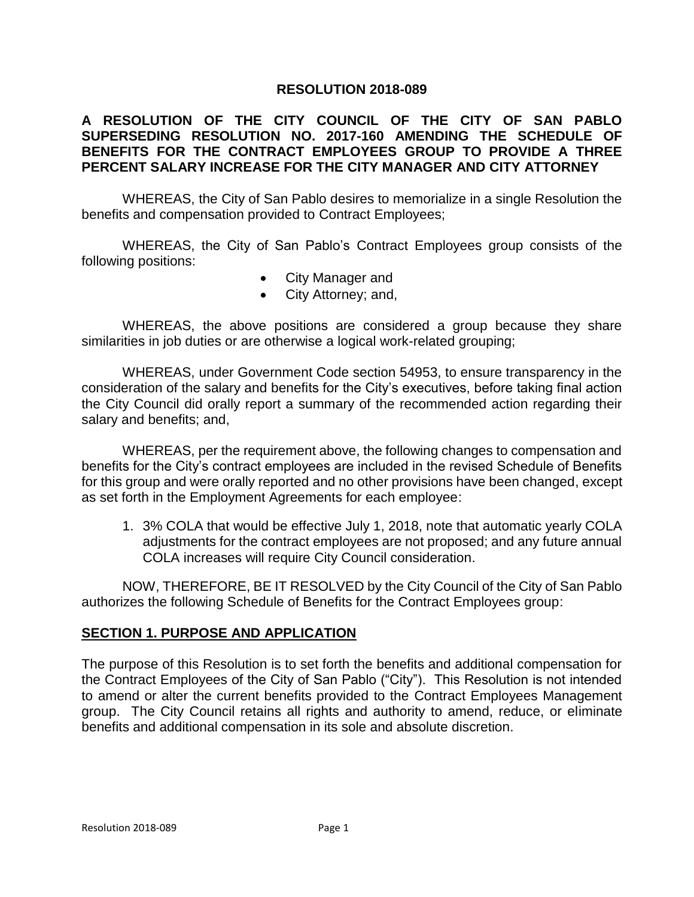# RESOLUTION 2018-089

## A RESOLUTION OF THE CITY COUNCIL OF THE CITY OF SAN PABLO SUPERSEDING RESOLUTION NO. 2017-160 AMENDING THE SCHEDULE OF BENEFITS FOR THE CONTRACT EMPLOYEES GROUP TO PROVIDE A THREE PERCENT SALARY INCREASE FOR THE CITY MANAGER AND CITY ATTORNEY

WHEREAS, the City of San Pablo desires to memorialize in a single Resolution the benefits and compensation provided to Contract Employees;

WHEREAS, the City of San Pablo's Contract Employees group consists of the following positions:

- City Manager and
- City Attorney; and,

WHEREAS, the above positions are considered a group because they share similarities in job duties or are otherwise a logical work-related grouping;

WHEREAS, under Government Code section 54953, to ensure transparency in the consideration of the salary and benefits for the City's executives, before taking final action the City Council did orally report a summary of the recommended action regarding their salary and benefits; and,

WHEREAS, per the requirement above, the following changes to compensation and benefits for the City's contract employees are included in the revised Schedule of Benefits for this group and were orally reported and no other provisions have been changed, except as set forth in the Employment Agreements for each employee:

1. 3% COLA that would be effective July 1, 2018, note that automatic yearly COLA adjustments for the contract employees are not proposed; and any future annual COLA increases will require City Council consideration.

NOW, THEREFORE, BE IT RESOLVED by the City Council of the City of San Pablo authorizes the following Schedule of Benefits for the Contract Employees group:

## SECTION 1. PURPOSE AND APPLICATION

The purpose of this Resolution is to set forth the benefits and additional compensation for the Contract Employees of the City of San Pablo ("City"). This Resolution is not intended to amend or alter the current benefits provided to the Contract Employees Management group. The City Council retains all rights and authority to amend, reduce, or eliminate benefits and additional compensation in its sole and absolute discretion.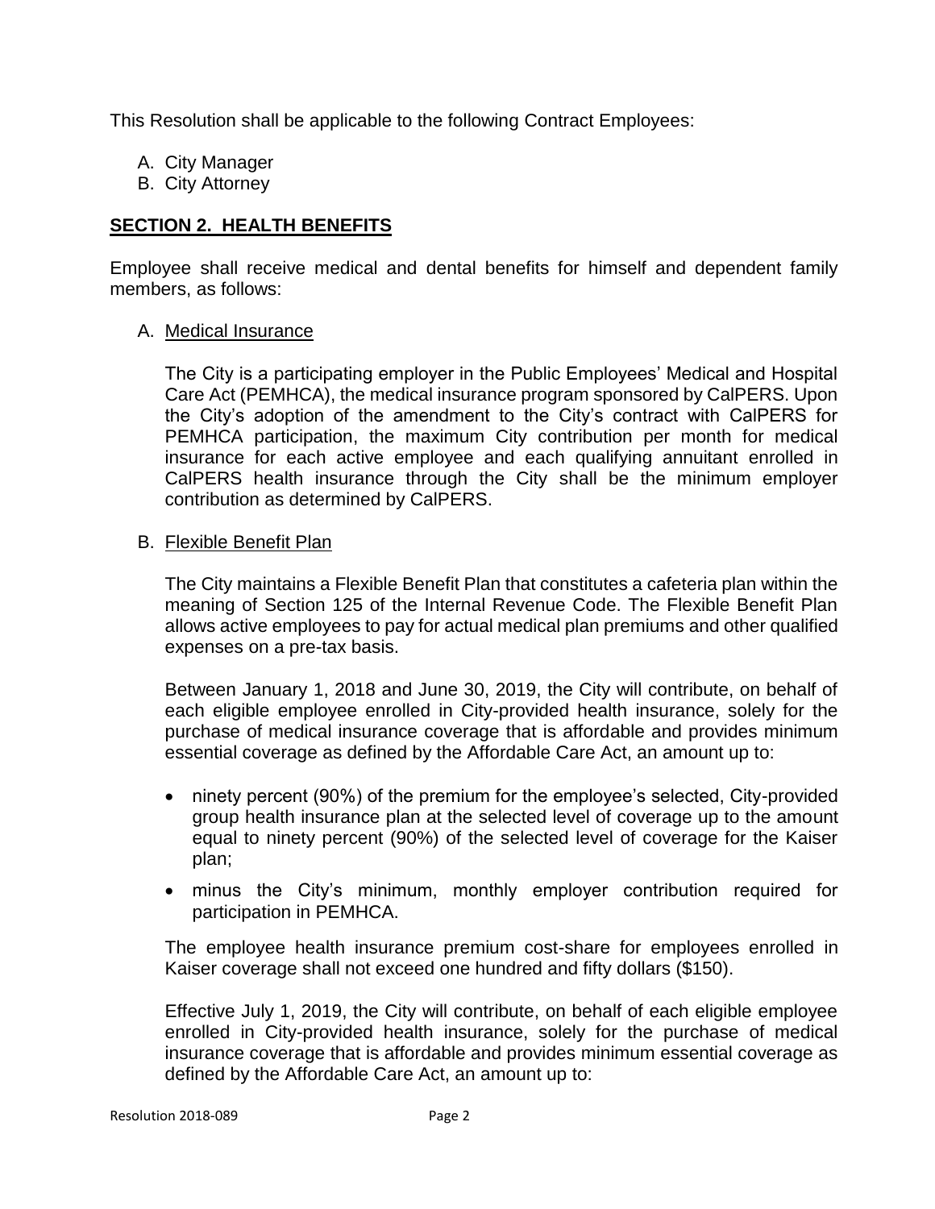This Resolution shall be applicable to the following Contract Employees:

A. City Manager
B. City Attorney

## SECTION 2. HEALTH BENEFITS

Employee shall receive medical and dental benefits for himself and dependent family members, as follows:

A. Medical Insurance

The City is a participating employer in the Public Employees' Medical and Hospital Care Act (PEMHCA), the medical insurance program sponsored by CalPERS. Upon the City's adoption of the amendment to the City's contract with CalPERS for PEMHCA participation, the maximum City contribution per month for medical insurance for each active employee and each qualifying annuitant enrolled in CalPERS health insurance through the City shall be the minimum employer contribution as determined by CalPERS.

B. Flexible Benefit Plan

The City maintains a Flexible Benefit Plan that constitutes a cafeteria plan within the meaning of Section 125 of the Internal Revenue Code. The Flexible Benefit Plan allows active employees to pay for actual medical plan premiums and other qualified expenses on a pre-tax basis.

Between January 1, 2018 and June 30, 2019, the City will contribute, on behalf of each eligible employee enrolled in City-provided health insurance, solely for the purchase of medical insurance coverage that is affordable and provides minimum essential coverage as defined by the Affordable Care Act, an amount up to:

- ninety percent (90%) of the premium for the employee's selected, City-provided group health insurance plan at the selected level of coverage up to the amount equal to ninety percent (90%) of the selected level of coverage for the Kaiser plan;
- minus the City's minimum, monthly employer contribution required for participation in PEMHCA.

The employee health insurance premium cost-share for employees enrolled in Kaiser coverage shall not exceed one hundred and fifty dollars ($150).

Effective July 1, 2019, the City will contribute, on behalf of each eligible employee enrolled in City-provided health insurance, solely for the purchase of medical insurance coverage that is affordable and provides minimum essential coverage as defined by the Affordable Care Act, an amount up to: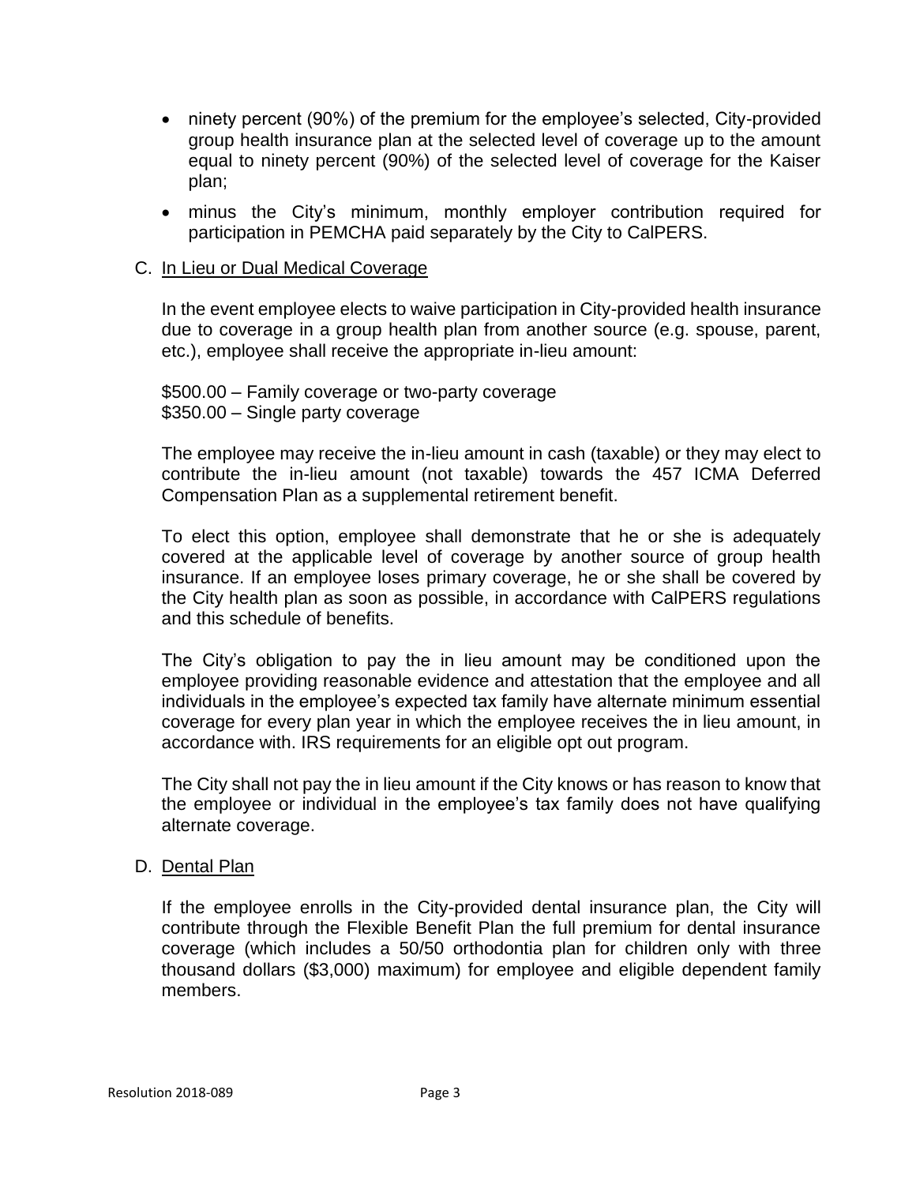- ninety percent (90%) of the premium for the employee's selected, City-provided group health insurance plan at the selected level of coverage up to the amount equal to ninety percent (90%) of the selected level of coverage for the Kaiser plan;
- minus the City's minimum, monthly employer contribution required for participation in PEMCHA paid separately by the City to CalPERS.

C. <u>In Lieu or Dual Medical Coverage</u>

In the event employee elects to waive participation in City-provided health insurance due to coverage in a group health plan from another source (e.g. spouse, parent, etc.), employee shall receive the appropriate in-lieu amount:

$500.00 – Family coverage or two-party coverage
$350.00 – Single party coverage

The employee may receive the in-lieu amount in cash (taxable) or they may elect to contribute the in-lieu amount (not taxable) towards the 457 ICMA Deferred Compensation Plan as a supplemental retirement benefit.

To elect this option, employee shall demonstrate that he or she is adequately covered at the applicable level of coverage by another source of group health insurance. If an employee loses primary coverage, he or she shall be covered by the City health plan as soon as possible, in accordance with CalPERS regulations and this schedule of benefits.

The City's obligation to pay the in lieu amount may be conditioned upon the employee providing reasonable evidence and attestation that the employee and all individuals in the employee's expected tax family have alternate minimum essential coverage for every plan year in which the employee receives the in lieu amount, in accordance with. IRS requirements for an eligible opt out program.

The City shall not pay the in lieu amount if the City knows or has reason to know that the employee or individual in the employee's tax family does not have qualifying alternate coverage.

D. <u>Dental Plan</u>

If the employee enrolls in the City-provided dental insurance plan, the City will contribute through the Flexible Benefit Plan the full premium for dental insurance coverage (which includes a 50/50 orthodontia plan for children only with three thousand dollars ($3,000) maximum) for employee and eligible dependent family members.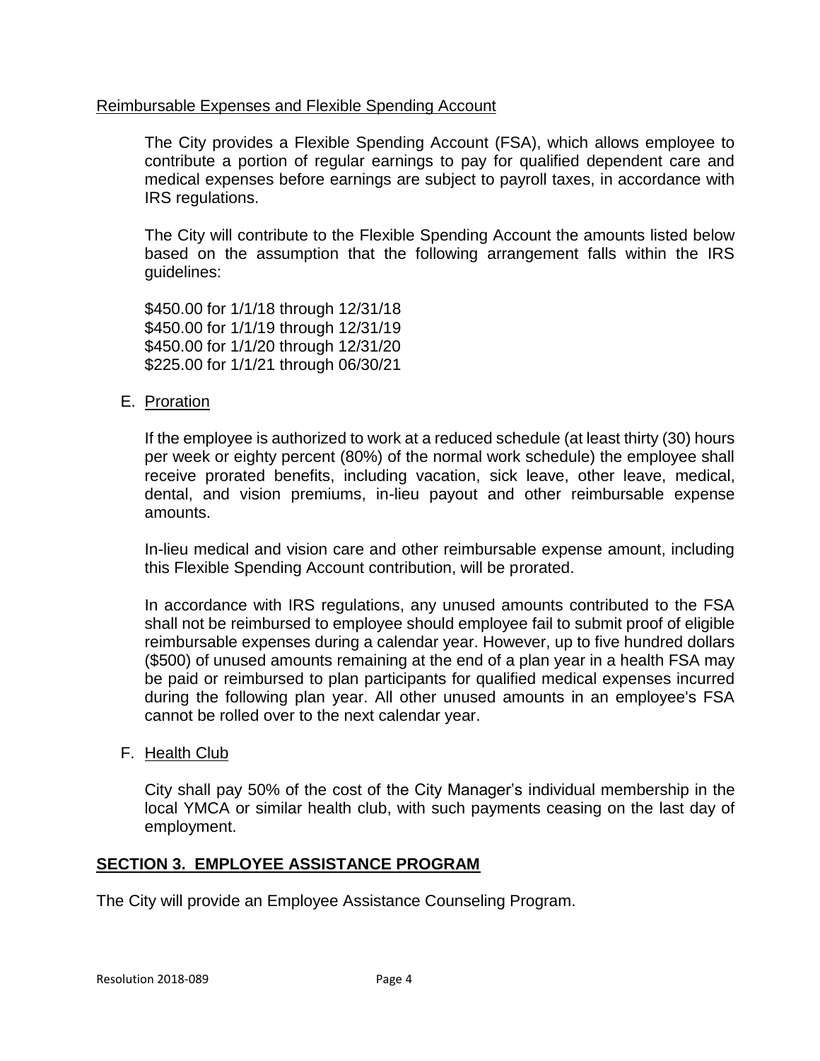Reimbursable Expenses and Flexible Spending Account

The City provides a Flexible Spending Account (FSA), which allows employee to contribute a portion of regular earnings to pay for qualified dependent care and medical expenses before earnings are subject to payroll taxes, in accordance with IRS regulations.

The City will contribute to the Flexible Spending Account the amounts listed below based on the assumption that the following arrangement falls within the IRS guidelines:

$450.00 for 1/1/18 through 12/31/18
$450.00 for 1/1/19 through 12/31/19
$450.00 for 1/1/20 through 12/31/20
$225.00 for 1/1/21 through 06/30/21

E. Proration

If the employee is authorized to work at a reduced schedule (at least thirty (30) hours per week or eighty percent (80%) of the normal work schedule) the employee shall receive prorated benefits, including vacation, sick leave, other leave, medical, dental, and vision premiums, in-lieu payout and other reimbursable expense amounts.

In-lieu medical and vision care and other reimbursable expense amount, including this Flexible Spending Account contribution, will be prorated.

In accordance with IRS regulations, any unused amounts contributed to the FSA shall not be reimbursed to employee should employee fail to submit proof of eligible reimbursable expenses during a calendar year. However, up to five hundred dollars ($500) of unused amounts remaining at the end of a plan year in a health FSA may be paid or reimbursed to plan participants for qualified medical expenses incurred during the following plan year. All other unused amounts in an employee's FSA cannot be rolled over to the next calendar year.

F. Health Club

City shall pay 50% of the cost of the City Manager's individual membership in the local YMCA or similar health club, with such payments ceasing on the last day of employment.

## SECTION 3. EMPLOYEE ASSISTANCE PROGRAM

The City will provide an Employee Assistance Counseling Program.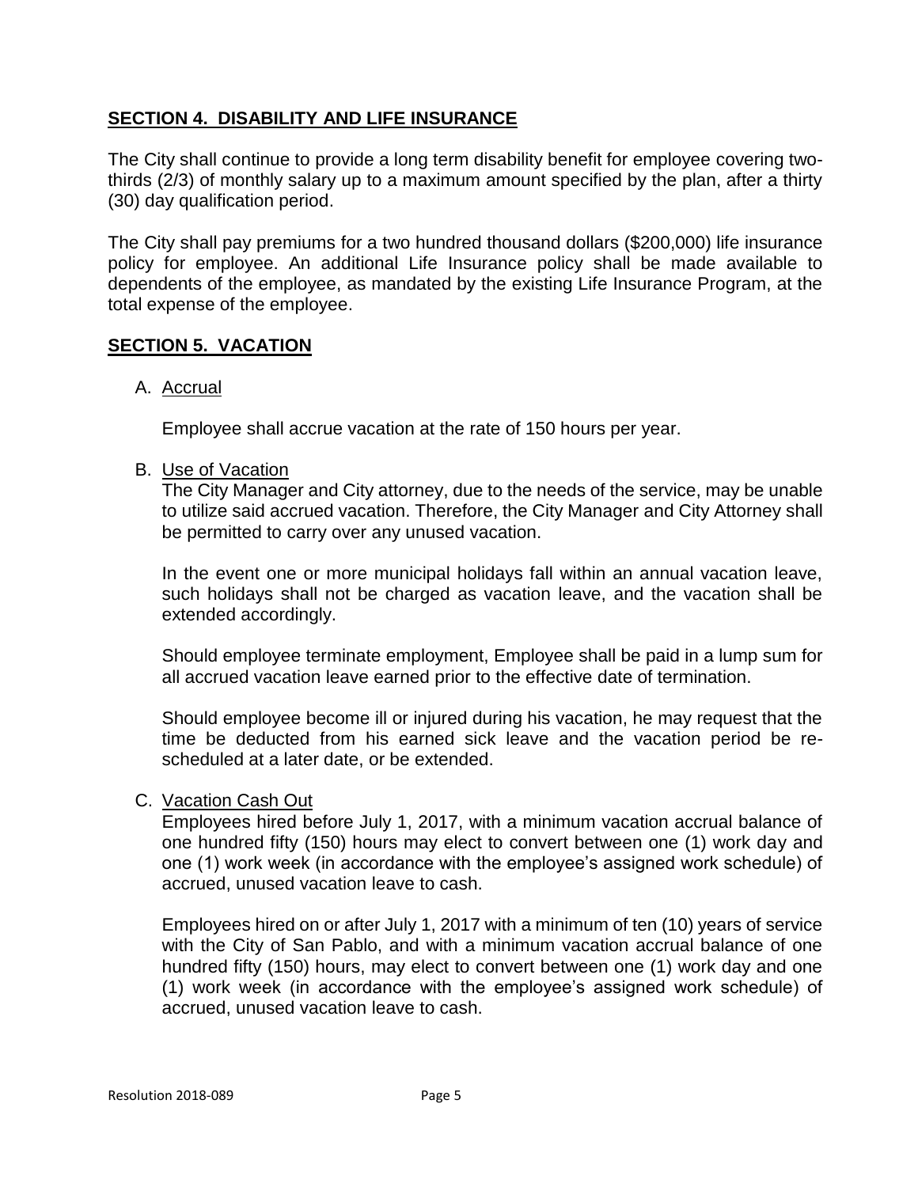## **SECTION 4. DISABILITY AND LIFE INSURANCE**

The City shall continue to provide a long term disability benefit for employee covering two-thirds (2/3) of monthly salary up to a maximum amount specified by the plan, after a thirty (30) day qualification period.

The City shall pay premiums for a two hundred thousand dollars ($200,000) life insurance policy for employee. An additional Life Insurance policy shall be made available to dependents of the employee, as mandated by the existing Life Insurance Program, at the total expense of the employee.

## **SECTION 5. VACATION**

A. Accrual

Employee shall accrue vacation at the rate of 150 hours per year.

B. Use of Vacation

The City Manager and City attorney, due to the needs of the service, may be unable to utilize said accrued vacation. Therefore, the City Manager and City Attorney shall be permitted to carry over any unused vacation.

In the event one or more municipal holidays fall within an annual vacation leave, such holidays shall not be charged as vacation leave, and the vacation shall be extended accordingly.

Should employee terminate employment, Employee shall be paid in a lump sum for all accrued vacation leave earned prior to the effective date of termination.

Should employee become ill or injured during his vacation, he may request that the time be deducted from his earned sick leave and the vacation period be re-scheduled at a later date, or be extended.

C. Vacation Cash Out

Employees hired before July 1, 2017, with a minimum vacation accrual balance of one hundred fifty (150) hours may elect to convert between one (1) work day and one (1) work week (in accordance with the employee's assigned work schedule) of accrued, unused vacation leave to cash.

Employees hired on or after July 1, 2017 with a minimum of ten (10) years of service with the City of San Pablo, and with a minimum vacation accrual balance of one hundred fifty (150) hours, may elect to convert between one (1) work day and one (1) work week (in accordance with the employee's assigned work schedule) of accrued, unused vacation leave to cash.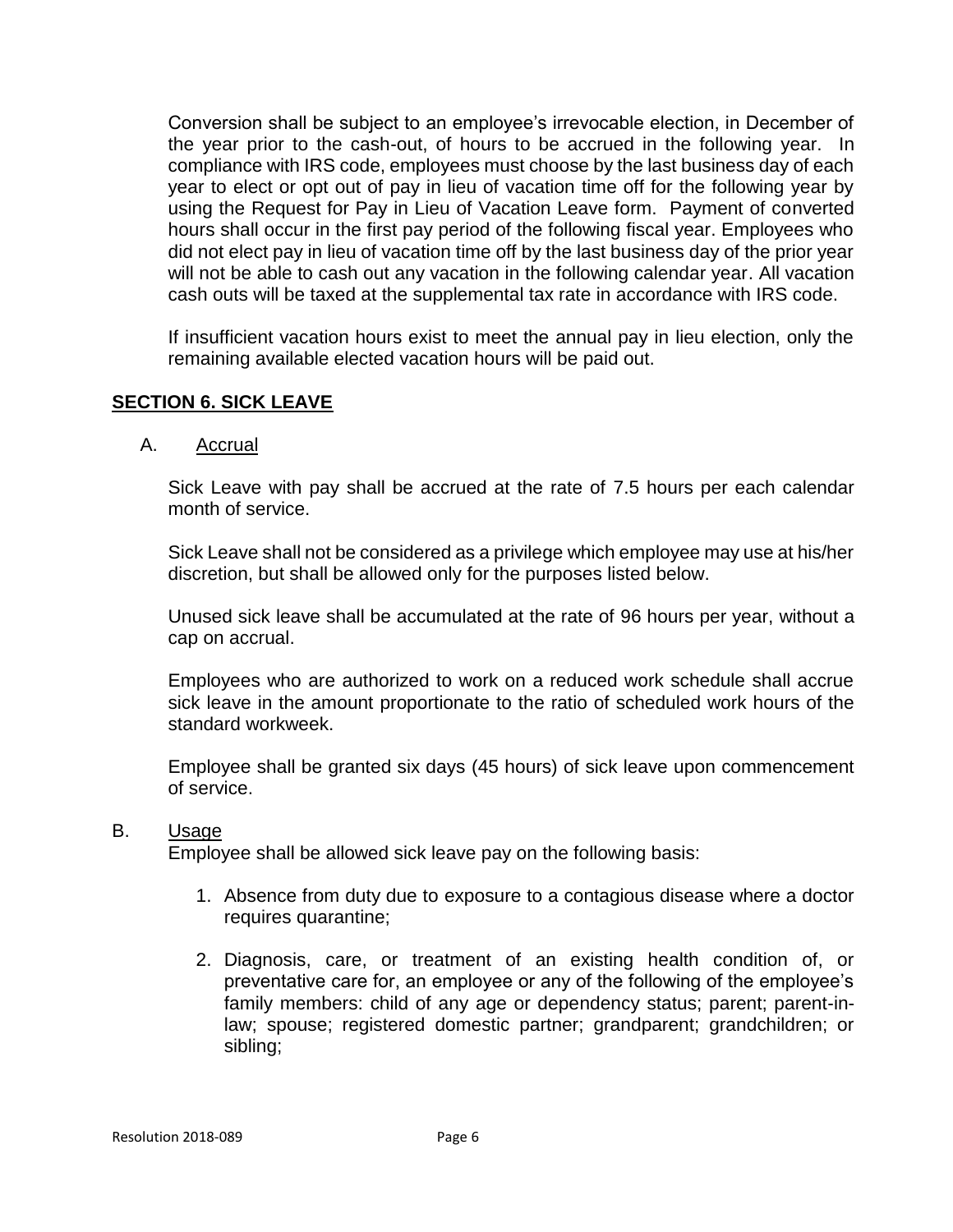Conversion shall be subject to an employee's irrevocable election, in December of the year prior to the cash-out, of hours to be accrued in the following year. In compliance with IRS code, employees must choose by the last business day of each year to elect or opt out of pay in lieu of vacation time off for the following year by using the Request for Pay in Lieu of Vacation Leave form. Payment of converted hours shall occur in the first pay period of the following fiscal year. Employees who did not elect pay in lieu of vacation time off by the last business day of the prior year will not be able to cash out any vacation in the following calendar year. All vacation cash outs will be taxed at the supplemental tax rate in accordance with IRS code.

If insufficient vacation hours exist to meet the annual pay in lieu election, only the remaining available elected vacation hours will be paid out.

## SECTION 6. SICK LEAVE

A. Accrual

Sick Leave with pay shall be accrued at the rate of 7.5 hours per each calendar month of service.

Sick Leave shall not be considered as a privilege which employee may use at his/her discretion, but shall be allowed only for the purposes listed below.

Unused sick leave shall be accumulated at the rate of 96 hours per year, without a cap on accrual.

Employees who are authorized to work on a reduced work schedule shall accrue sick leave in the amount proportionate to the ratio of scheduled work hours of the standard workweek.

Employee shall be granted six days (45 hours) of sick leave upon commencement of service.

B. Usage

Employee shall be allowed sick leave pay on the following basis:

1. Absence from duty due to exposure to a contagious disease where a doctor requires quarantine;
2. Diagnosis, care, or treatment of an existing health condition of, or preventative care for, an employee or any of the following of the employee's family members: child of any age or dependency status; parent; parent-in-law; spouse; registered domestic partner; grandparent; grandchildren; or sibling;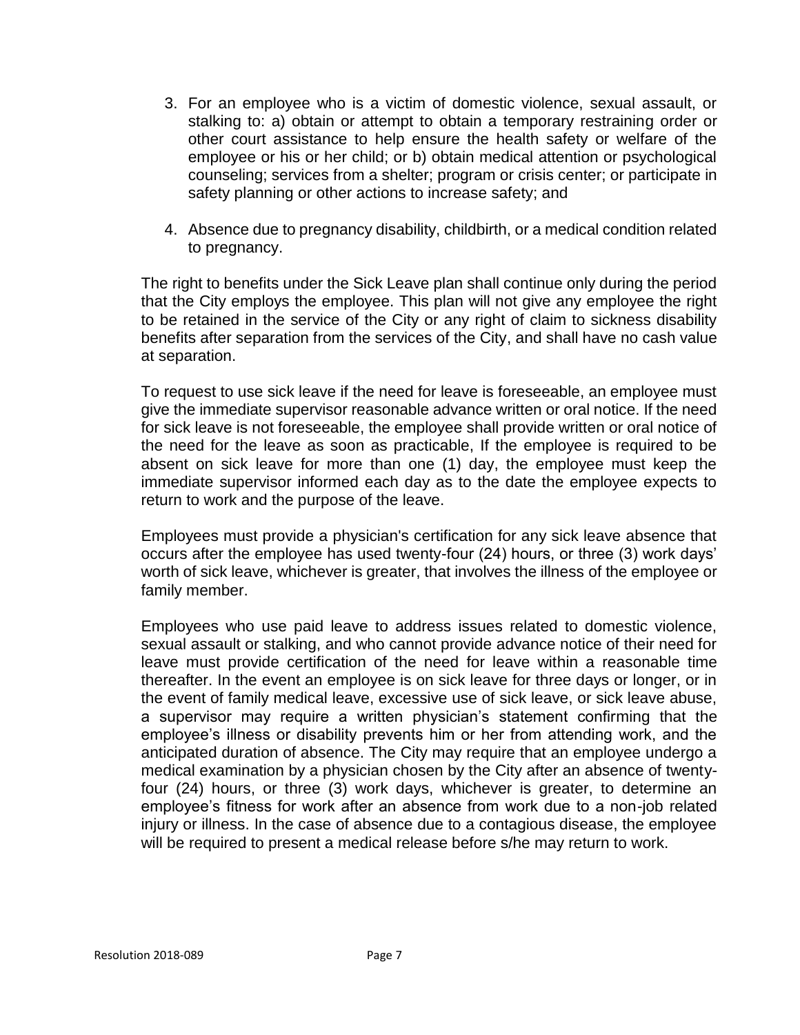3. For an employee who is a victim of domestic violence, sexual assault, or stalking to: a) obtain or attempt to obtain a temporary restraining order or other court assistance to help ensure the health safety or welfare of the employee or his or her child; or b) obtain medical attention or psychological counseling; services from a shelter; program or crisis center; or participate in safety planning or other actions to increase safety; and

4. Absence due to pregnancy disability, childbirth, or a medical condition related to pregnancy.

The right to benefits under the Sick Leave plan shall continue only during the period that the City employs the employee. This plan will not give any employee the right to be retained in the service of the City or any right of claim to sickness disability benefits after separation from the services of the City, and shall have no cash value at separation.

To request to use sick leave if the need for leave is foreseeable, an employee must give the immediate supervisor reasonable advance written or oral notice. If the need for sick leave is not foreseeable, the employee shall provide written or oral notice of the need for the leave as soon as practicable, If the employee is required to be absent on sick leave for more than one (1) day, the employee must keep the immediate supervisor informed each day as to the date the employee expects to return to work and the purpose of the leave.

Employees must provide a physician's certification for any sick leave absence that occurs after the employee has used twenty-four (24) hours, or three (3) work days' worth of sick leave, whichever is greater, that involves the illness of the employee or family member.

Employees who use paid leave to address issues related to domestic violence, sexual assault or stalking, and who cannot provide advance notice of their need for leave must provide certification of the need for leave within a reasonable time thereafter. In the event an employee is on sick leave for three days or longer, or in the event of family medical leave, excessive use of sick leave, or sick leave abuse, a supervisor may require a written physician's statement confirming that the employee's illness or disability prevents him or her from attending work, and the anticipated duration of absence. The City may require that an employee undergo a medical examination by a physician chosen by the City after an absence of twenty-four (24) hours, or three (3) work days, whichever is greater, to determine an employee's fitness for work after an absence from work due to a non-job related injury or illness. In the case of absence due to a contagious disease, the employee will be required to present a medical release before s/he may return to work.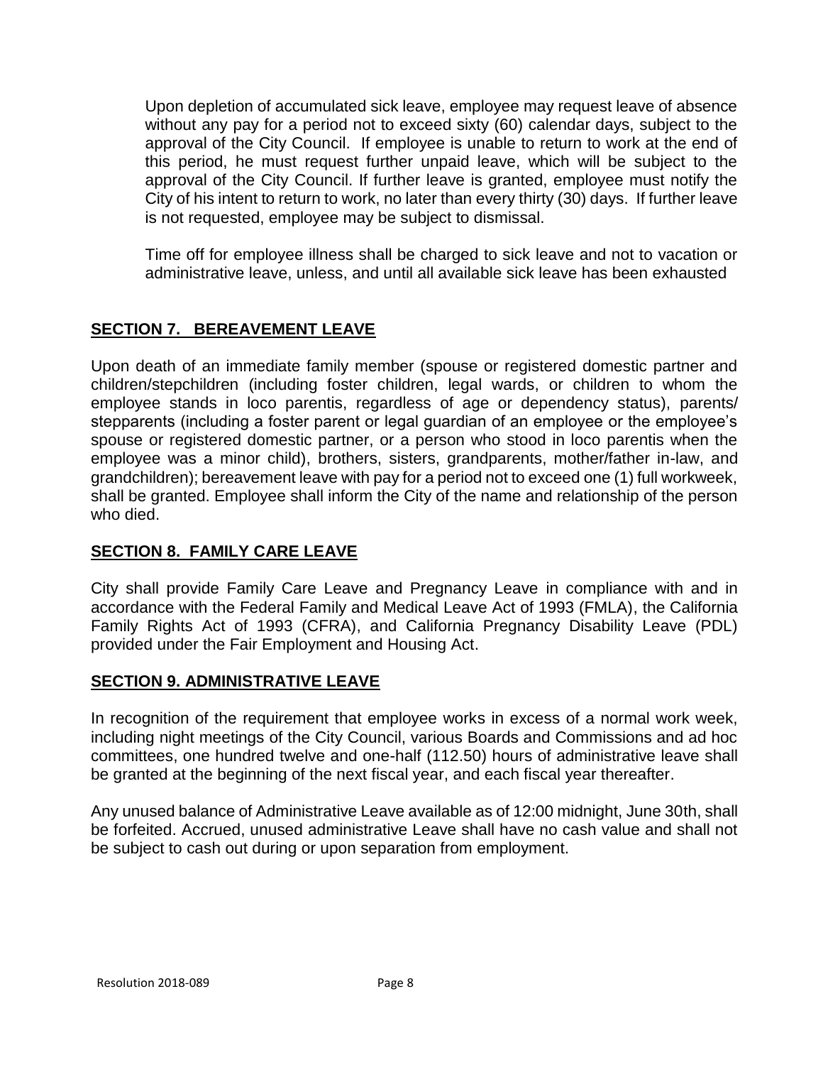Upon depletion of accumulated sick leave, employee may request leave of absence without any pay for a period not to exceed sixty (60) calendar days, subject to the approval of the City Council. If employee is unable to return to work at the end of this period, he must request further unpaid leave, which will be subject to the approval of the City Council. If further leave is granted, employee must notify the City of his intent to return to work, no later than every thirty (30) days. If further leave is not requested, employee may be subject to dismissal.

Time off for employee illness shall be charged to sick leave and not to vacation or administrative leave, unless, and until all available sick leave has been exhausted

## SECTION 7. BEREAVEMENT LEAVE

Upon death of an immediate family member (spouse or registered domestic partner and children/stepchildren (including foster children, legal wards, or children to whom the employee stands in loco parentis, regardless of age or dependency status), parents/ stepparents (including a foster parent or legal guardian of an employee or the employee's spouse or registered domestic partner, or a person who stood in loco parentis when the employee was a minor child), brothers, sisters, grandparents, mother/father in-law, and grandchildren); bereavement leave with pay for a period not to exceed one (1) full workweek, shall be granted. Employee shall inform the City of the name and relationship of the person who died.

## SECTION 8. FAMILY CARE LEAVE

City shall provide Family Care Leave and Pregnancy Leave in compliance with and in accordance with the Federal Family and Medical Leave Act of 1993 (FMLA), the California Family Rights Act of 1993 (CFRA), and California Pregnancy Disability Leave (PDL) provided under the Fair Employment and Housing Act.

## SECTION 9. ADMINISTRATIVE LEAVE

In recognition of the requirement that employee works in excess of a normal work week, including night meetings of the City Council, various Boards and Commissions and ad hoc committees, one hundred twelve and one-half (112.50) hours of administrative leave shall be granted at the beginning of the next fiscal year, and each fiscal year thereafter.

Any unused balance of Administrative Leave available as of 12:00 midnight, June 30th, shall be forfeited. Accrued, unused administrative Leave shall have no cash value and shall not be subject to cash out during or upon separation from employment.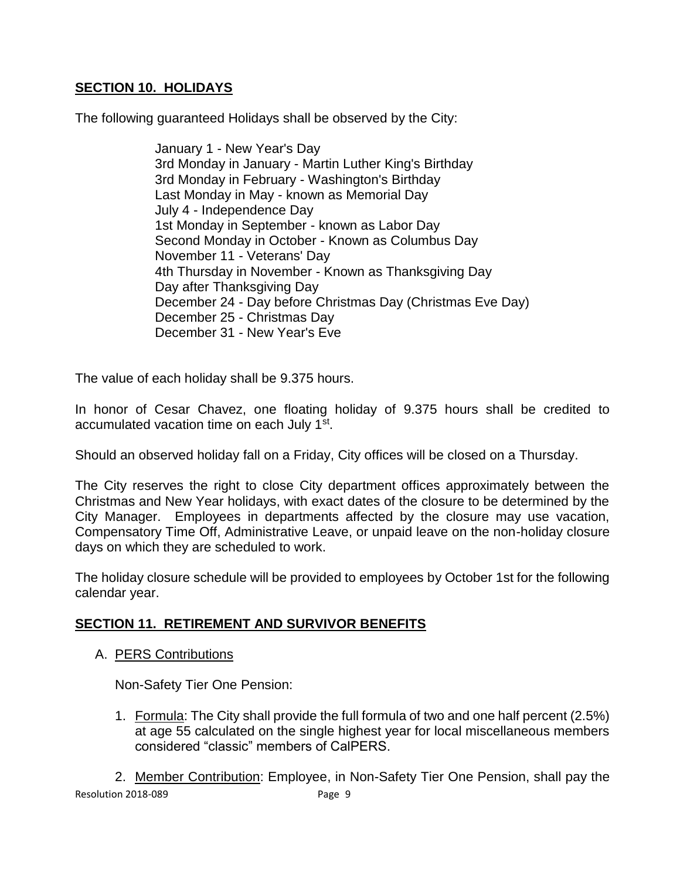## **SECTION 10. HOLIDAYS**

The following guaranteed Holidays shall be observed by the City:

January 1 - New Year's Day
3rd Monday in January - Martin Luther King's Birthday
3rd Monday in February - Washington's Birthday
Last Monday in May - known as Memorial Day
July 4 - Independence Day
1st Monday in September - known as Labor Day
Second Monday in October - Known as Columbus Day
November 11 - Veterans' Day
4th Thursday in November - Known as Thanksgiving Day
Day after Thanksgiving Day
December 24 - Day before Christmas Day (Christmas Eve Day)
December 25 - Christmas Day
December 31 - New Year's Eve

The value of each holiday shall be 9.375 hours.

In honor of Cesar Chavez, one floating holiday of 9.375 hours shall be credited to accumulated vacation time on each July 1st.

Should an observed holiday fall on a Friday, City offices will be closed on a Thursday.

The City reserves the right to close City department offices approximately between the Christmas and New Year holidays, with exact dates of the closure to be determined by the City Manager. Employees in departments affected by the closure may use vacation, Compensatory Time Off, Administrative Leave, or unpaid leave on the non-holiday closure days on which they are scheduled to work.

The holiday closure schedule will be provided to employees by October 1st for the following calendar year.

## **SECTION 11. RETIREMENT AND SURVIVOR BENEFITS**

A. <u>PERS Contributions</u>

Non-Safety Tier One Pension:

1. <u>Formula</u>: The City shall provide the full formula of two and one half percent (2.5%) at age 55 calculated on the single highest year for local miscellaneous members considered "classic" members of CalPERS.

2. <u>Member Contribution</u>: Employee, in Non-Safety Tier One Pension, shall pay the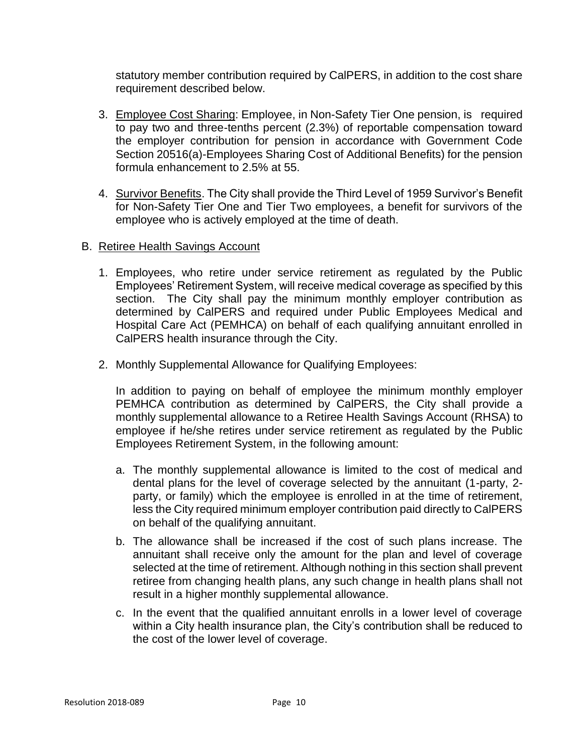statutory member contribution required by CalPERS, in addition to the cost share requirement described below.

3. <u>Employee Cost Sharing</u>: Employee, in Non-Safety Tier One pension, is required to pay two and three-tenths percent (2.3%) of reportable compensation toward the employer contribution for pension in accordance with Government Code Section 20516(a)-Employees Sharing Cost of Additional Benefits) for the pension formula enhancement to 2.5% at 55.

4. <u>Survivor Benefits</u>. The City shall provide the Third Level of 1959 Survivor's Benefit for Non-Safety Tier One and Tier Two employees, a benefit for survivors of the employee who is actively employed at the time of death.

B. <u>Retiree Health Savings Account</u>

1. Employees, who retire under service retirement as regulated by the Public Employees' Retirement System, will receive medical coverage as specified by this section. The City shall pay the minimum monthly employer contribution as determined by CalPERS and required under Public Employees Medical and Hospital Care Act (PEMHCA) on behalf of each qualifying annuitant enrolled in CalPERS health insurance through the City.

2. Monthly Supplemental Allowance for Qualifying Employees:

   In addition to paying on behalf of employee the minimum monthly employer PEMHCA contribution as determined by CalPERS, the City shall provide a monthly supplemental allowance to a Retiree Health Savings Account (RHSA) to employee if he/she retires under service retirement as regulated by the Public Employees Retirement System, in the following amount:

   a. The monthly supplemental allowance is limited to the cost of medical and dental plans for the level of coverage selected by the annuitant (1-party, 2-party, or family) which the employee is enrolled in at the time of retirement, less the City required minimum employer contribution paid directly to CalPERS on behalf of the qualifying annuitant.

   b. The allowance shall be increased if the cost of such plans increase. The annuitant shall receive only the amount for the plan and level of coverage selected at the time of retirement. Although nothing in this section shall prevent retiree from changing health plans, any such change in health plans shall not result in a higher monthly supplemental allowance.

   c. In the event that the qualified annuitant enrolls in a lower level of coverage within a City health insurance plan, the City's contribution shall be reduced to the cost of the lower level of coverage.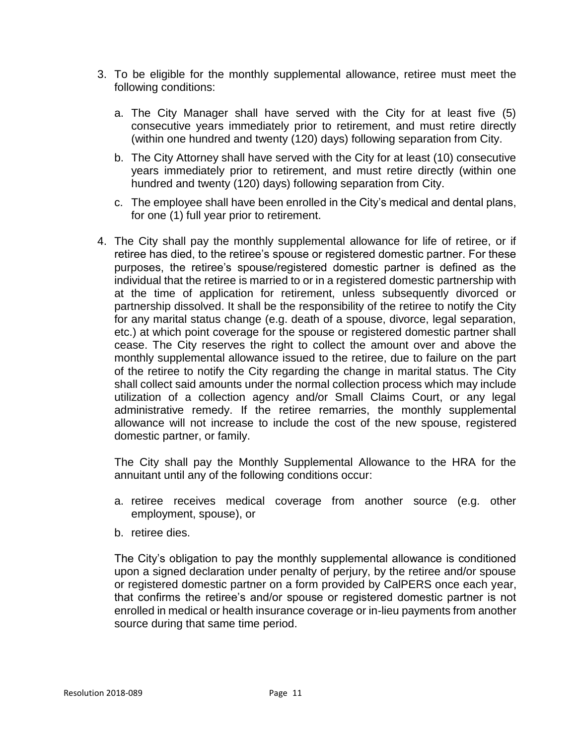3. To be eligible for the monthly supplemental allowance, retiree must meet the following conditions:

   a. The City Manager shall have served with the City for at least five (5) consecutive years immediately prior to retirement, and must retire directly (within one hundred and twenty (120) days) following separation from City.

   b. The City Attorney shall have served with the City for at least (10) consecutive years immediately prior to retirement, and must retire directly (within one hundred and twenty (120) days) following separation from City.

   c. The employee shall have been enrolled in the City's medical and dental plans, for one (1) full year prior to retirement.

4. The City shall pay the monthly supplemental allowance for life of retiree, or if retiree has died, to the retiree's spouse or registered domestic partner. For these purposes, the retiree's spouse/registered domestic partner is defined as the individual that the retiree is married to or in a registered domestic partnership with at the time of application for retirement, unless subsequently divorced or partnership dissolved. It shall be the responsibility of the retiree to notify the City for any marital status change (e.g. death of a spouse, divorce, legal separation, etc.) at which point coverage for the spouse or registered domestic partner shall cease. The City reserves the right to collect the amount over and above the monthly supplemental allowance issued to the retiree, due to failure on the part of the retiree to notify the City regarding the change in marital status. The City shall collect said amounts under the normal collection process which may include utilization of a collection agency and/or Small Claims Court, or any legal administrative remedy. If the retiree remarries, the monthly supplemental allowance will not increase to include the cost of the new spouse, registered domestic partner, or family.

   The City shall pay the Monthly Supplemental Allowance to the HRA for the annuitant until any of the following conditions occur:

   a. retiree receives medical coverage from another source (e.g. other employment, spouse), or

   b. retiree dies.

   The City's obligation to pay the monthly supplemental allowance is conditioned upon a signed declaration under penalty of perjury, by the retiree and/or spouse or registered domestic partner on a form provided by CalPERS once each year, that confirms the retiree's and/or spouse or registered domestic partner is not enrolled in medical or health insurance coverage or in-lieu payments from another source during that same time period.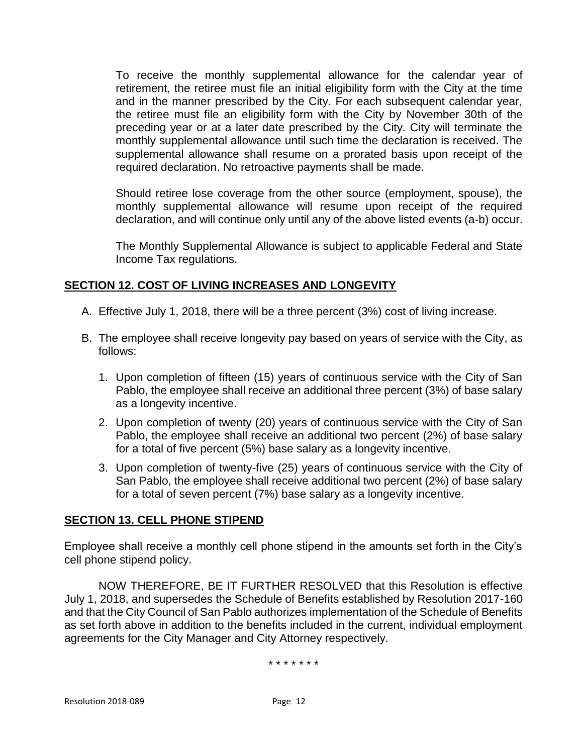To receive the monthly supplemental allowance for the calendar year of retirement, the retiree must file an initial eligibility form with the City at the time and in the manner prescribed by the City. For each subsequent calendar year, the retiree must file an eligibility form with the City by November 30th of the preceding year or at a later date prescribed by the City. City will terminate the monthly supplemental allowance until such time the declaration is received. The supplemental allowance shall resume on a prorated basis upon receipt of the required declaration. No retroactive payments shall be made.

Should retiree lose coverage from the other source (employment, spouse), the monthly supplemental allowance will resume upon receipt of the required declaration, and will continue only until any of the above listed events (a-b) occur.

The Monthly Supplemental Allowance is subject to applicable Federal and State Income Tax regulations.

## SECTION 12. COST OF LIVING INCREASES AND LONGEVITY

A. Effective July 1, 2018, there will be a three percent (3%) cost of living increase.

B. The employee shall receive longevity pay based on years of service with the City, as follows:

   1. Upon completion of fifteen (15) years of continuous service with the City of San Pablo, the employee shall receive an additional three percent (3%) of base salary as a longevity incentive.

   2. Upon completion of twenty (20) years of continuous service with the City of San Pablo, the employee shall receive an additional two percent (2%) of base salary for a total of five percent (5%) base salary as a longevity incentive.

   3. Upon completion of twenty-five (25) years of continuous service with the City of San Pablo, the employee shall receive additional two percent (2%) of base salary for a total of seven percent (7%) base salary as a longevity incentive.

## SECTION 13. CELL PHONE STIPEND

Employee shall receive a monthly cell phone stipend in the amounts set forth in the City's cell phone stipend policy.

NOW THEREFORE, BE IT FURTHER RESOLVED that this Resolution is effective July 1, 2018, and supersedes the Schedule of Benefits established by Resolution 2017-160 and that the City Council of San Pablo authorizes implementation of the Schedule of Benefits as set forth above in addition to the benefits included in the current, individual employment agreements for the City Manager and City Attorney respectively.

\* \* \* \* \* \* \*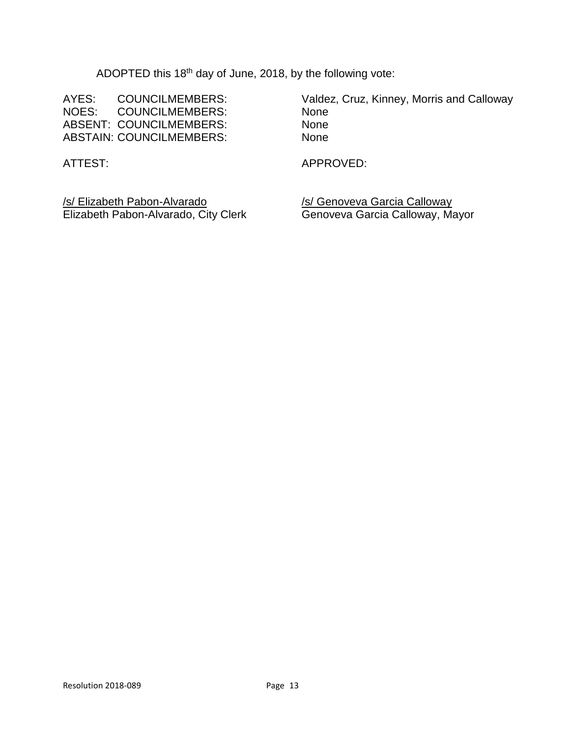ADOPTED this 18th day of June, 2018, by the following vote:

| | | |
|---|---|---|
| AYES: | COUNCILMEMBERS: | Valdez, Cruz, Kinney, Morris and Calloway |
| NOES: | COUNCILMEMBERS: | None |
| ABSENT: | COUNCILMEMBERS: | None |
| ABSTAIN: | COUNCILMEMBERS: | None |

ATTEST:

/s/ Elizabeth Pabon-Alvarado
Elizabeth Pabon-Alvarado, City Clerk

APPROVED:

/s/ Genoveva Garcia Calloway
Genoveva Garcia Calloway, Mayor